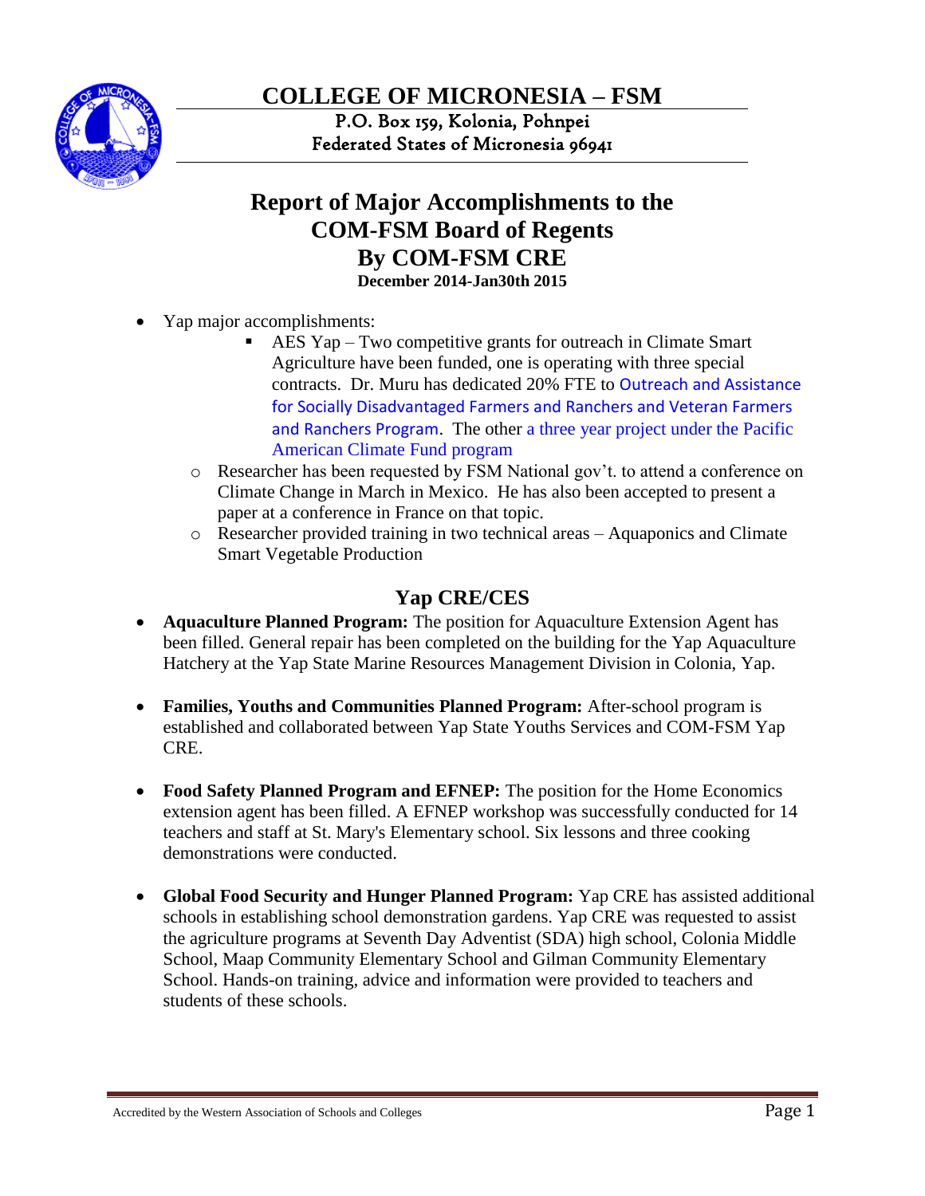# COLLEGE OF MICRONESIA – FSM

P.O. Box 159, Kolonia, Pohnpei
Federated States of Micronesia 96941

## Report of Major Accomplishments to the COM-FSM Board of Regents By COM-FSM CRE

**December 2014-Jan30th 2015**

- Yap major accomplishments:
  - AES Yap – Two competitive grants for outreach in Climate Smart Agriculture have been funded, one is operating with three special contracts. Dr. Muru has dedicated 20% FTE to Outreach and Assistance for Socially Disadvantaged Farmers and Ranchers and Veteran Farmers and Ranchers Program. The other a three year project under the Pacific American Climate Fund program
  - Researcher has been requested by FSM National gov't. to attend a conference on Climate Change in March in Mexico. He has also been accepted to present a paper at a conference in France on that topic.
  - Researcher provided training in two technical areas – Aquaponics and Climate Smart Vegetable Production

## Yap CRE/CES

- **Aquaculture Planned Program:** The position for Aquaculture Extension Agent has been filled. General repair has been completed on the building for the Yap Aquaculture Hatchery at the Yap State Marine Resources Management Division in Colonia, Yap.

- **Families, Youths and Communities Planned Program:** After-school program is established and collaborated between Yap State Youths Services and COM-FSM Yap CRE.

- **Food Safety Planned Program and EFNEP:** The position for the Home Economics extension agent has been filled. A EFNEP workshop was successfully conducted for 14 teachers and staff at St. Mary's Elementary school. Six lessons and three cooking demonstrations were conducted.

- **Global Food Security and Hunger Planned Program:** Yap CRE has assisted additional schools in establishing school demonstration gardens. Yap CRE was requested to assist the agriculture programs at Seventh Day Adventist (SDA) high school, Colonia Middle School, Maap Community Elementary School and Gilman Community Elementary School. Hands-on training, advice and information were provided to teachers and students of these schools.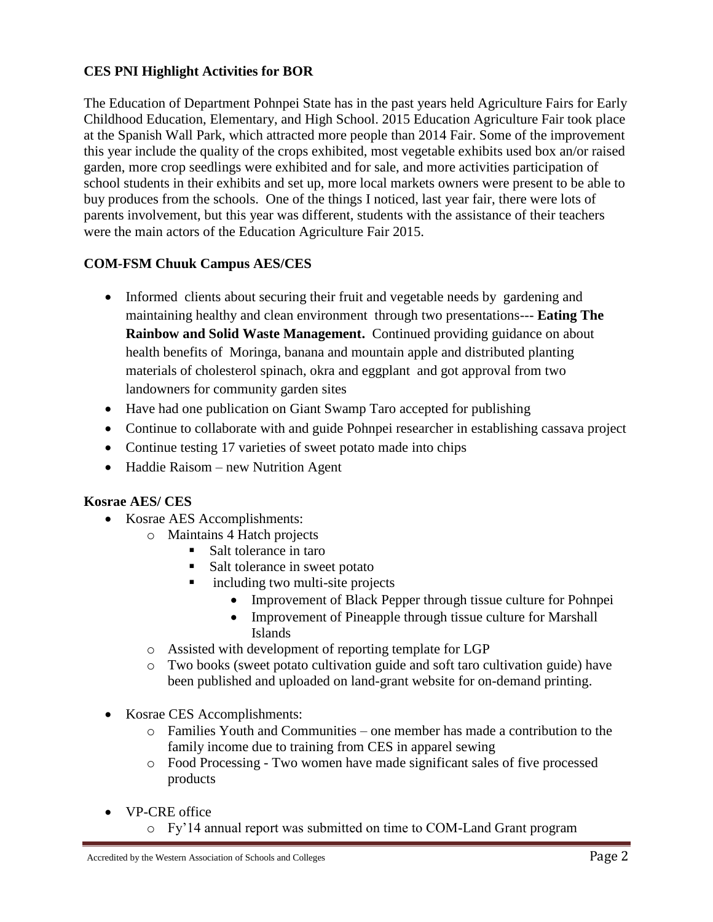**CES PNI Highlight Activities for BOR**

The Education of Department Pohnpei State has in the past years held Agriculture Fairs for Early Childhood Education, Elementary, and High School. 2015 Education Agriculture Fair took place at the Spanish Wall Park, which attracted more people than 2014 Fair. Some of the improvement this year include the quality of the crops exhibited, most vegetable exhibits used box an/or raised garden, more crop seedlings were exhibited and for sale, and more activities participation of school students in their exhibits and set up, more local markets owners were present to be able to buy produces from the schools. One of the things I noticed, last year fair, there were lots of parents involvement, but this year was different, students with the assistance of their teachers were the main actors of the Education Agriculture Fair 2015.

**COM-FSM Chuuk Campus AES/CES**

- Informed clients about securing their fruit and vegetable needs by gardening and maintaining healthy and clean environment through two presentations--- **Eating The Rainbow and Solid Waste Management.** Continued providing guidance on about health benefits of Moringa, banana and mountain apple and distributed planting materials of cholesterol spinach, okra and eggplant and got approval from two landowners for community garden sites
- Have had one publication on Giant Swamp Taro accepted for publishing
- Continue to collaborate with and guide Pohnpei researcher in establishing cassava project
- Continue testing 17 varieties of sweet potato made into chips
- Haddie Raisom – new Nutrition Agent

**Kosrae AES/ CES**

- Kosrae AES Accomplishments:
  - Maintains 4 Hatch projects
    - Salt tolerance in taro
    - Salt tolerance in sweet potato
    - including two multi-site projects
      - Improvement of Black Pepper through tissue culture for Pohnpei
      - Improvement of Pineapple through tissue culture for Marshall Islands
  - Assisted with development of reporting template for LGP
  - Two books (sweet potato cultivation guide and soft taro cultivation guide) have been published and uploaded on land-grant website for on-demand printing.

- Kosrae CES Accomplishments:
  - Families Youth and Communities – one member has made a contribution to the family income due to training from CES in apparel sewing
  - Food Processing - Two women have made significant sales of five processed products

- VP-CRE office
  - Fy'14 annual report was submitted on time to COM-Land Grant program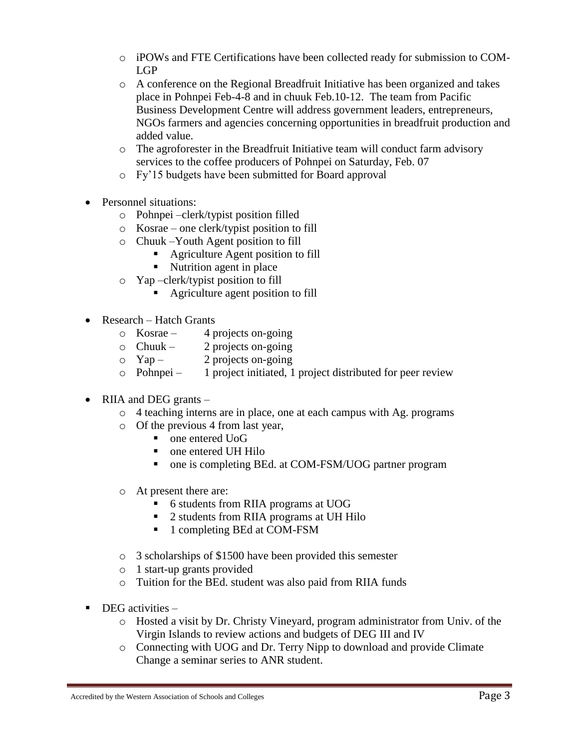- iPOWs and FTE Certifications have been collected ready for submission to COM-LGP
- A conference on the Regional Breadfruit Initiative has been organized and takes place in Pohnpei Feb-4-8 and in chuuk Feb.10-12. The team from Pacific Business Development Centre will address government leaders, entrepreneurs, NGOs farmers and agencies concerning opportunities in breadfruit production and added value.
- The agroforester in the Breadfruit Initiative team will conduct farm advisory services to the coffee producers of Pohnpei on Saturday, Feb. 07
- Fy'15 budgets have been submitted for Board approval

- Personnel situations:
  - Pohnpei –clerk/typist position filled
  - Kosrae – one clerk/typist position to fill
  - Chuuk –Youth Agent position to fill
    - Agriculture Agent position to fill
    - Nutrition agent in place
  - Yap –clerk/typist position to fill
    - Agriculture agent position to fill

- Research – Hatch Grants
  - Kosrae – 4 projects on-going
  - Chuuk – 2 projects on-going
  - Yap – 2 projects on-going
  - Pohnpei – 1 project initiated, 1 project distributed for peer review

- RIIA and DEG grants –
  - 4 teaching interns are in place, one at each campus with Ag. programs
  - Of the previous 4 from last year,
    - one entered UoG
    - one entered UH Hilo
    - one is completing BEd. at COM-FSM/UOG partner program
  - At present there are:
    - 6 students from RIIA programs at UOG
    - 2 students from RIIA programs at UH Hilo
    - 1 completing BEd at COM-FSM
  - 3 scholarships of $1500 have been provided this semester
  - 1 start-up grants provided
  - Tuition for the BEd. student was also paid from RIIA funds

- DEG activities –
  - Hosted a visit by Dr. Christy Vineyard, program administrator from Univ. of the Virgin Islands to review actions and budgets of DEG III and IV
  - Connecting with UOG and Dr. Terry Nipp to download and provide Climate Change a seminar series to ANR student.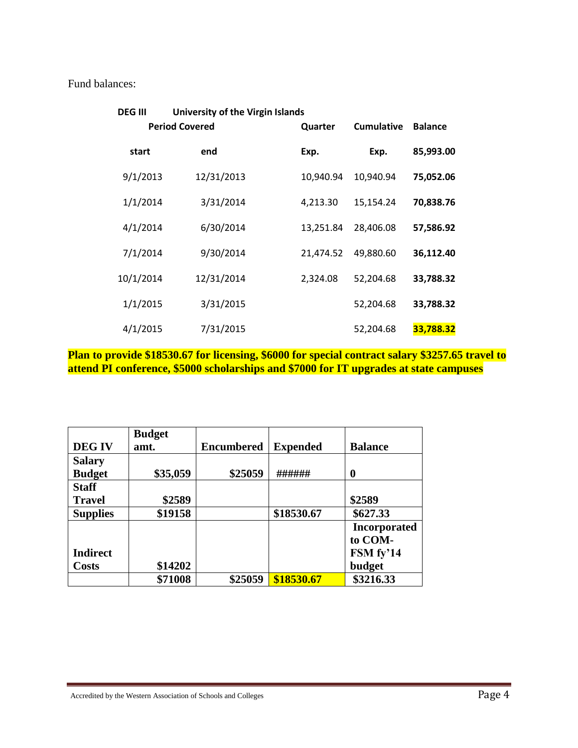Fund balances:

| DEG III | University of the Virgin Islands | | | |
|---|---|---|---|---|
| Period Covered | | Quarter | Cumulative | Balance |
| start | end | Exp. | Exp. | 85,993.00 |
| 9/1/2013 | 12/31/2013 | 10,940.94 | 10,940.94 | **75,052.06** |
| 1/1/2014 | 3/31/2014 | 4,213.30 | 15,154.24 | **70,838.76** |
| 4/1/2014 | 6/30/2014 | 13,251.84 | 28,406.08 | **57,586.92** |
| 7/1/2014 | 9/30/2014 | 21,474.52 | 49,880.60 | **36,112.40** |
| 10/1/2014 | 12/31/2014 | 2,324.08 | 52,204.68 | **33,788.32** |
| 1/1/2015 | 3/31/2015 | | 52,204.68 | **33,788.32** |
| 4/1/2015 | 7/31/2015 | | 52,204.68 | **33,788.32** |

**Plan to provide $18530.67 for licensing, $6000 for special contract salary $3257.65 travel to attend PI conference, $5000 scholarships and $7000 for IT upgrades at state campuses**

| DEG IV | Budget amt. | Encumbered | Expended | Balance |
|---|---|---|---|---|
| Salary Budget | $35,059 | $25059 | ###### | 0 |
| Staff Travel | $2589 | | | $2589 |
| Supplies | $19158 | | $18530.67 | $627.33 |
| Indirect Costs | $14202 | | | Incorporated to COM-FSM fy'14 budget |
| | $71008 | $25059 | $18530.67 | $3216.33 |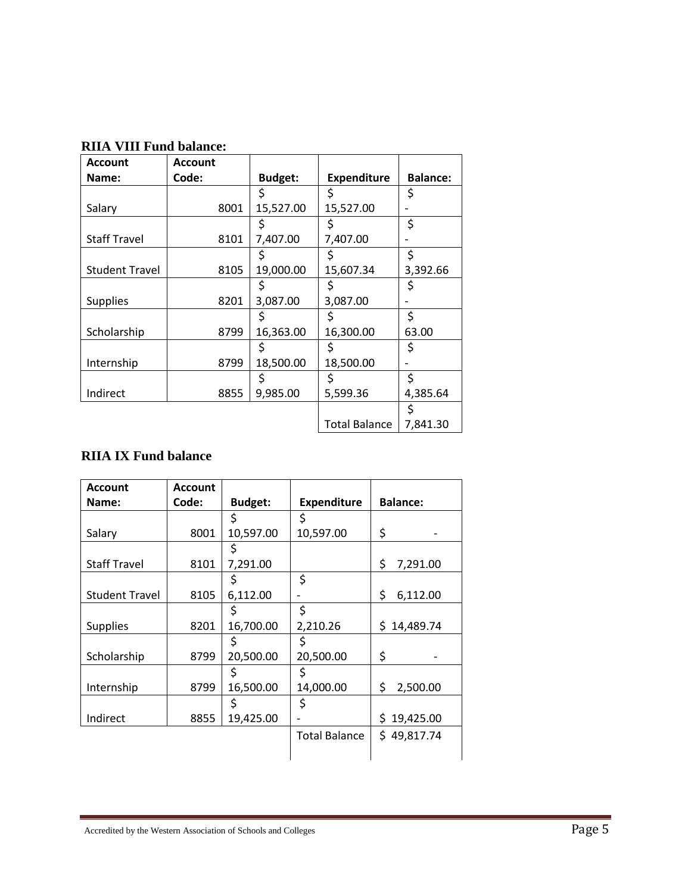**RIIA VIII Fund balance:**

| Account Name: | Account Code: | Budget: | Expenditure | Balance: |
|---|---|---|---|---|
| Salary | 8001 | $ 15,527.00 | $ 15,527.00 | $ - |
| Staff Travel | 8101 | $ 7,407.00 | $ 7,407.00 | $ - |
| Student Travel | 8105 | $ 19,000.00 | $ 15,607.34 | $ 3,392.66 |
| Supplies | 8201 | $ 3,087.00 | $ 3,087.00 | $ - |
| Scholarship | 8799 | $ 16,363.00 | $ 16,300.00 | $ 63.00 |
| Internship | 8799 | $ 18,500.00 | $ 18,500.00 | $ - |
| Indirect | 8855 | $ 9,985.00 | $ 5,599.36 | $ 4,385.64 |
| | | | Total Balance | $ 7,841.30 |

**RIIA IX Fund balance**

| Account Name: | Account Code: | Budget: | Expenditure | Balance: |
|---|---|---|---|---|
| Salary | 8001 | $ 10,597.00 | $ 10,597.00 | $ - |
| Staff Travel | 8101 | $ 7,291.00 | | $ 7,291.00 |
| Student Travel | 8105 | $ 6,112.00 | $ - | $ 6,112.00 |
| Supplies | 8201 | $ 16,700.00 | $ 2,210.26 | $ 14,489.74 |
| Scholarship | 8799 | $ 20,500.00 | $ 20,500.00 | $ - |
| Internship | 8799 | $ 16,500.00 | $ 14,000.00 | $ 2,500.00 |
| Indirect | 8855 | $ 19,425.00 | $ - | $ 19,425.00 |
| | | | Total Balance | $ 49,817.74 |

Accredited by the Western Association of Schools and Colleges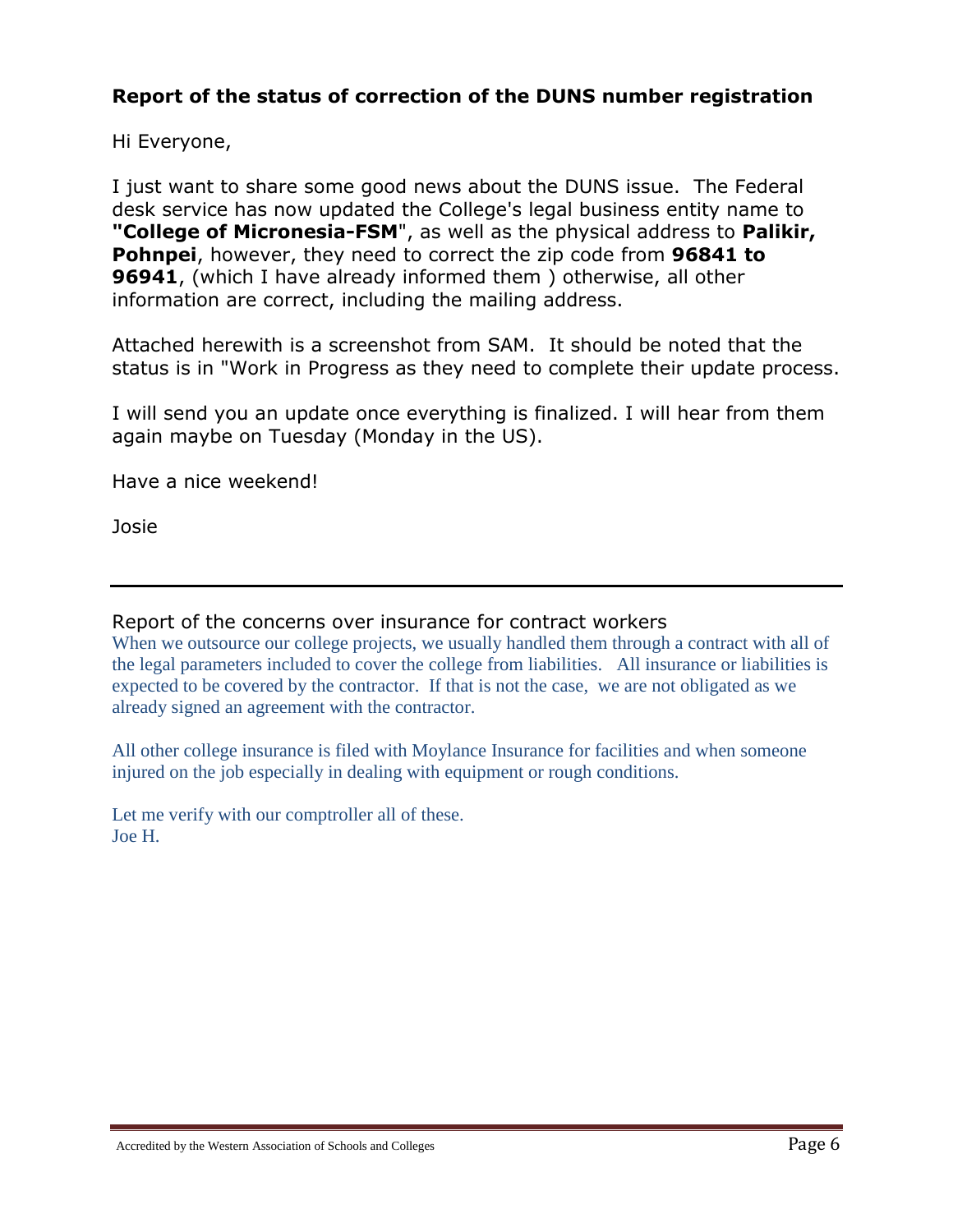### Report of the status of correction of the DUNS number registration

Hi Everyone,

I just want to share some good news about the DUNS issue. The Federal desk service has now updated the College's legal business entity name to **"College of Micronesia-FSM"**, as well as the physical address to **Palikir, Pohnpei**, however, they need to correct the zip code from **96841 to 96941**, (which I have already informed them ) otherwise, all other information are correct, including the mailing address.

Attached herewith is a screenshot from SAM. It should be noted that the status is in "Work in Progress as they need to complete their update process.

I will send you an update once everything is finalized. I will hear from them again maybe on Tuesday (Monday in the US).

Have a nice weekend!

Josie

---

Report of the concerns over insurance for contract workers

When we outsource our college projects, we usually handled them through a contract with all of the legal parameters included to cover the college from liabilities. All insurance or liabilities is expected to be covered by the contractor. If that is not the case, we are not obligated as we already signed an agreement with the contractor.

All other college insurance is filed with Moylance Insurance for facilities and when someone injured on the job especially in dealing with equipment or rough conditions.

Let me verify with our comptroller all of these.
Joe H.